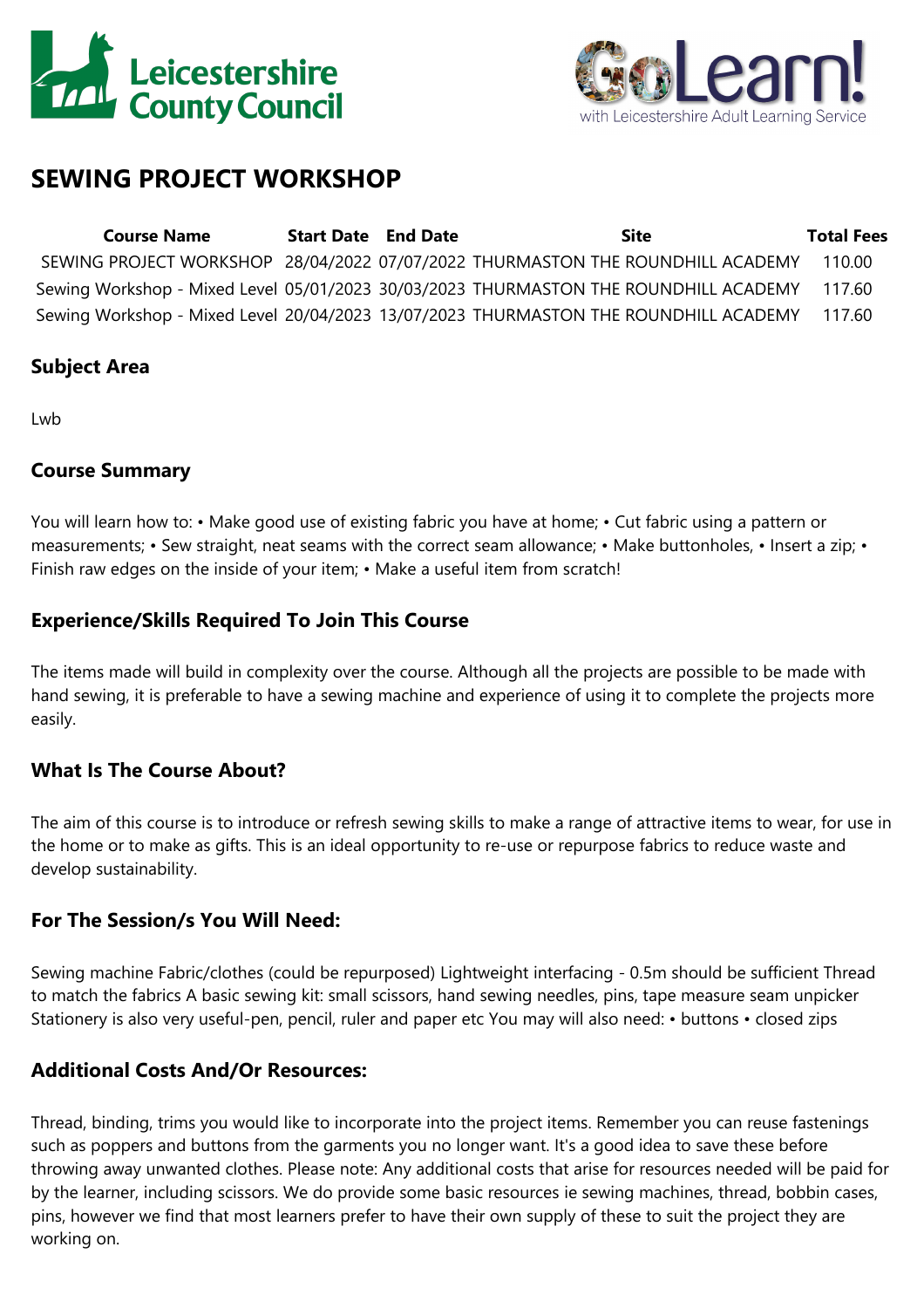# SEWING PROJECT WORKSHOP

| Course Name | Start Date | End Date | Site | Total Fees |
|---|---|---|---|---|
| SEWING PROJECT WORKSHOP | 28/04/2022 | 07/07/2022 | THURMASTON THE ROUNDHILL ACADEMY | 110.00 |
| Sewing Workshop - Mixed Level | 05/01/2023 | 30/03/2023 | THURMASTON THE ROUNDHILL ACADEMY | 117.60 |
| Sewing Workshop - Mixed Level | 20/04/2023 | 13/07/2023 | THURMASTON THE ROUNDHILL ACADEMY | 117.60 |

## Subject Area

Lwb

## Course Summary

You will learn how to: • Make good use of existing fabric you have at home; • Cut fabric using a pattern or measurements; • Sew straight, neat seams with the correct seam allowance; • Make buttonholes, • Insert a zip; • Finish raw edges on the inside of your item; • Make a useful item from scratch!

## Experience/Skills Required To Join This Course

The items made will build in complexity over the course. Although all the projects are possible to be made with hand sewing, it is preferable to have a sewing machine and experience of using it to complete the projects more easily.

## What Is The Course About?

The aim of this course is to introduce or refresh sewing skills to make a range of attractive items to wear, for use in the home or to make as gifts. This is an ideal opportunity to re-use or repurpose fabrics to reduce waste and develop sustainability.

## For The Session/s You Will Need:

Sewing machine Fabric/clothes (could be repurposed) Lightweight interfacing - 0.5m should be sufficient Thread to match the fabrics A basic sewing kit: small scissors, hand sewing needles, pins, tape measure seam unpicker Stationery is also very useful-pen, pencil, ruler and paper etc You may will also need: • buttons • closed zips

## Additional Costs And/Or Resources:

Thread, binding, trims you would like to incorporate into the project items. Remember you can reuse fastenings such as poppers and buttons from the garments you no longer want. It's a good idea to save these before throwing away unwanted clothes. Please note: Any additional costs that arise for resources needed will be paid for by the learner, including scissors. We do provide some basic resources ie sewing machines, thread, bobbin cases, pins, however we find that most learners prefer to have their own supply of these to suit the project they are working on.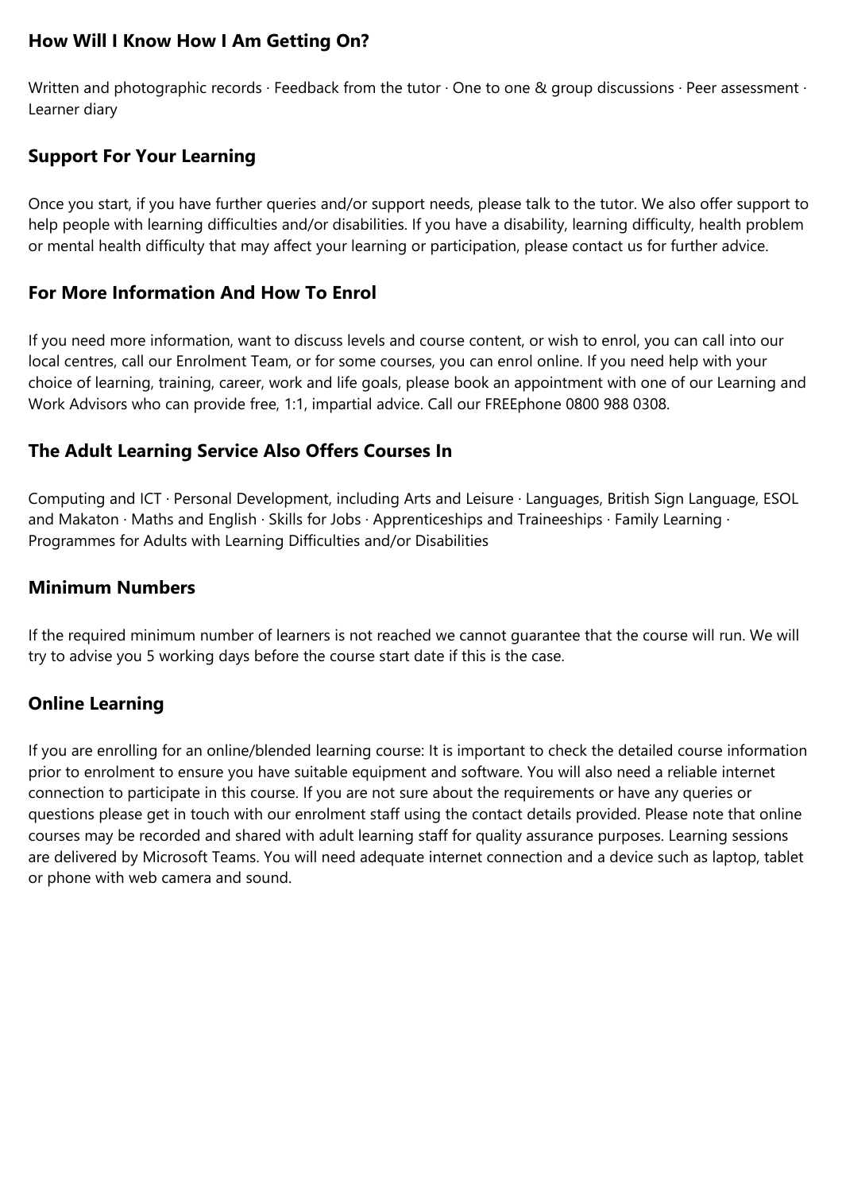## How Will I Know How I Am Getting On?

Written and photographic records · Feedback from the tutor · One to one & group discussions · Peer assessment · Learner diary

## Support For Your Learning

Once you start, if you have further queries and/or support needs, please talk to the tutor. We also offer support to help people with learning difficulties and/or disabilities. If you have a disability, learning difficulty, health problem or mental health difficulty that may affect your learning or participation, please contact us for further advice.

## For More Information And How To Enrol

If you need more information, want to discuss levels and course content, or wish to enrol, you can call into our local centres, call our Enrolment Team, or for some courses, you can enrol online. If you need help with your choice of learning, training, career, work and life goals, please book an appointment with one of our Learning and Work Advisors who can provide free, 1:1, impartial advice. Call our FREEphone 0800 988 0308.

## The Adult Learning Service Also Offers Courses In

Computing and ICT · Personal Development, including Arts and Leisure · Languages, British Sign Language, ESOL and Makaton · Maths and English · Skills for Jobs · Apprenticeships and Traineeships · Family Learning · Programmes for Adults with Learning Difficulties and/or Disabilities

## Minimum Numbers

If the required minimum number of learners is not reached we cannot guarantee that the course will run. We will try to advise you 5 working days before the course start date if this is the case.

## Online Learning

If you are enrolling for an online/blended learning course: It is important to check the detailed course information prior to enrolment to ensure you have suitable equipment and software. You will also need a reliable internet connection to participate in this course. If you are not sure about the requirements or have any queries or questions please get in touch with our enrolment staff using the contact details provided. Please note that online courses may be recorded and shared with adult learning staff for quality assurance purposes. Learning sessions are delivered by Microsoft Teams. You will need adequate internet connection and a device such as laptop, tablet or phone with web camera and sound.